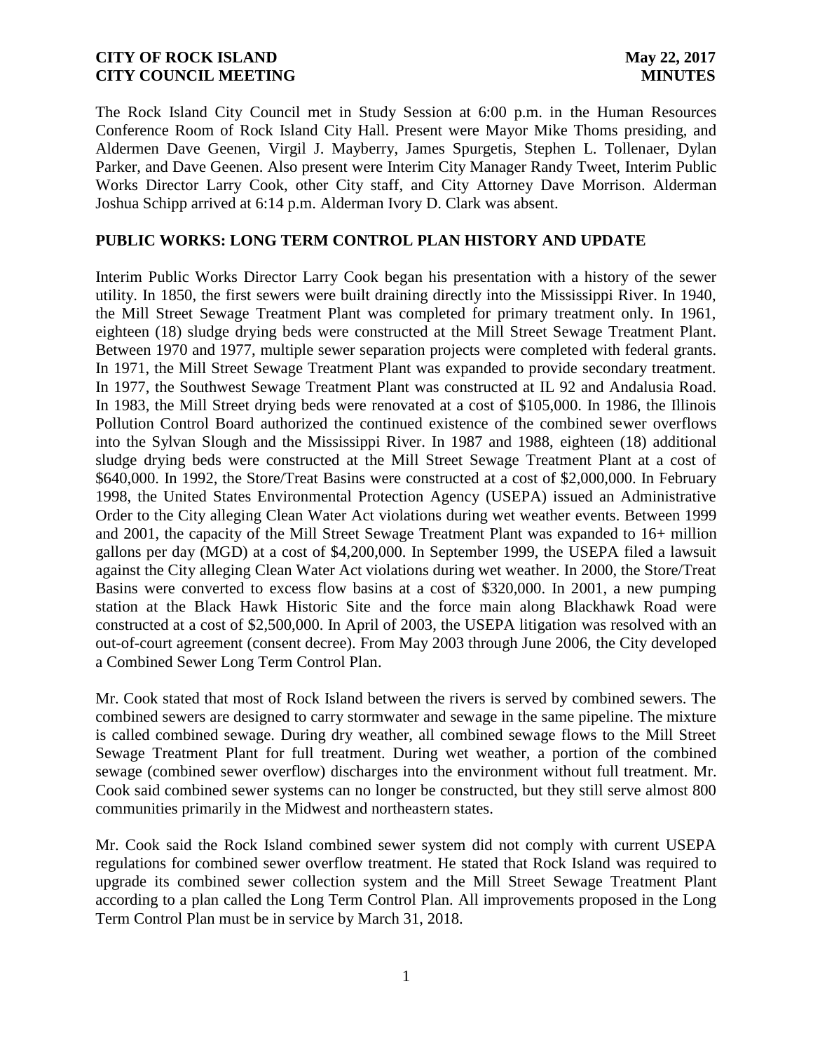**CITY OF ROCK ISLAND** **May 22, 2017**
**CITY COUNCIL MEETING** **MINUTES**

The Rock Island City Council met in Study Session at 6:00 p.m. in the Human Resources Conference Room of Rock Island City Hall. Present were Mayor Mike Thoms presiding, and Aldermen Dave Geenen, Virgil J. Mayberry, James Spurgetis, Stephen L. Tollenaer, Dylan Parker, and Dave Geenen. Also present were Interim City Manager Randy Tweet, Interim Public Works Director Larry Cook, other City staff, and City Attorney Dave Morrison. Alderman Joshua Schipp arrived at 6:14 p.m. Alderman Ivory D. Clark was absent.

## PUBLIC WORKS: LONG TERM CONTROL PLAN HISTORY AND UPDATE

Interim Public Works Director Larry Cook began his presentation with a history of the sewer utility. In 1850, the first sewers were built draining directly into the Mississippi River. In 1940, the Mill Street Sewage Treatment Plant was completed for primary treatment only. In 1961, eighteen (18) sludge drying beds were constructed at the Mill Street Sewage Treatment Plant. Between 1970 and 1977, multiple sewer separation projects were completed with federal grants. In 1971, the Mill Street Sewage Treatment Plant was expanded to provide secondary treatment. In 1977, the Southwest Sewage Treatment Plant was constructed at IL 92 and Andalusia Road. In 1983, the Mill Street drying beds were renovated at a cost of $105,000. In 1986, the Illinois Pollution Control Board authorized the continued existence of the combined sewer overflows into the Sylvan Slough and the Mississippi River. In 1987 and 1988, eighteen (18) additional sludge drying beds were constructed at the Mill Street Sewage Treatment Plant at a cost of $640,000. In 1992, the Store/Treat Basins were constructed at a cost of $2,000,000. In February 1998, the United States Environmental Protection Agency (USEPA) issued an Administrative Order to the City alleging Clean Water Act violations during wet weather events. Between 1999 and 2001, the capacity of the Mill Street Sewage Treatment Plant was expanded to 16+ million gallons per day (MGD) at a cost of $4,200,000. In September 1999, the USEPA filed a lawsuit against the City alleging Clean Water Act violations during wet weather. In 2000, the Store/Treat Basins were converted to excess flow basins at a cost of $320,000. In 2001, a new pumping station at the Black Hawk Historic Site and the force main along Blackhawk Road were constructed at a cost of $2,500,000. In April of 2003, the USEPA litigation was resolved with an out-of-court agreement (consent decree). From May 2003 through June 2006, the City developed a Combined Sewer Long Term Control Plan.

Mr. Cook stated that most of Rock Island between the rivers is served by combined sewers. The combined sewers are designed to carry stormwater and sewage in the same pipeline. The mixture is called combined sewage. During dry weather, all combined sewage flows to the Mill Street Sewage Treatment Plant for full treatment. During wet weather, a portion of the combined sewage (combined sewer overflow) discharges into the environment without full treatment. Mr. Cook said combined sewer systems can no longer be constructed, but they still serve almost 800 communities primarily in the Midwest and northeastern states.

Mr. Cook said the Rock Island combined sewer system did not comply with current USEPA regulations for combined sewer overflow treatment. He stated that Rock Island was required to upgrade its combined sewer collection system and the Mill Street Sewage Treatment Plant according to a plan called the Long Term Control Plan. All improvements proposed in the Long Term Control Plan must be in service by March 31, 2018.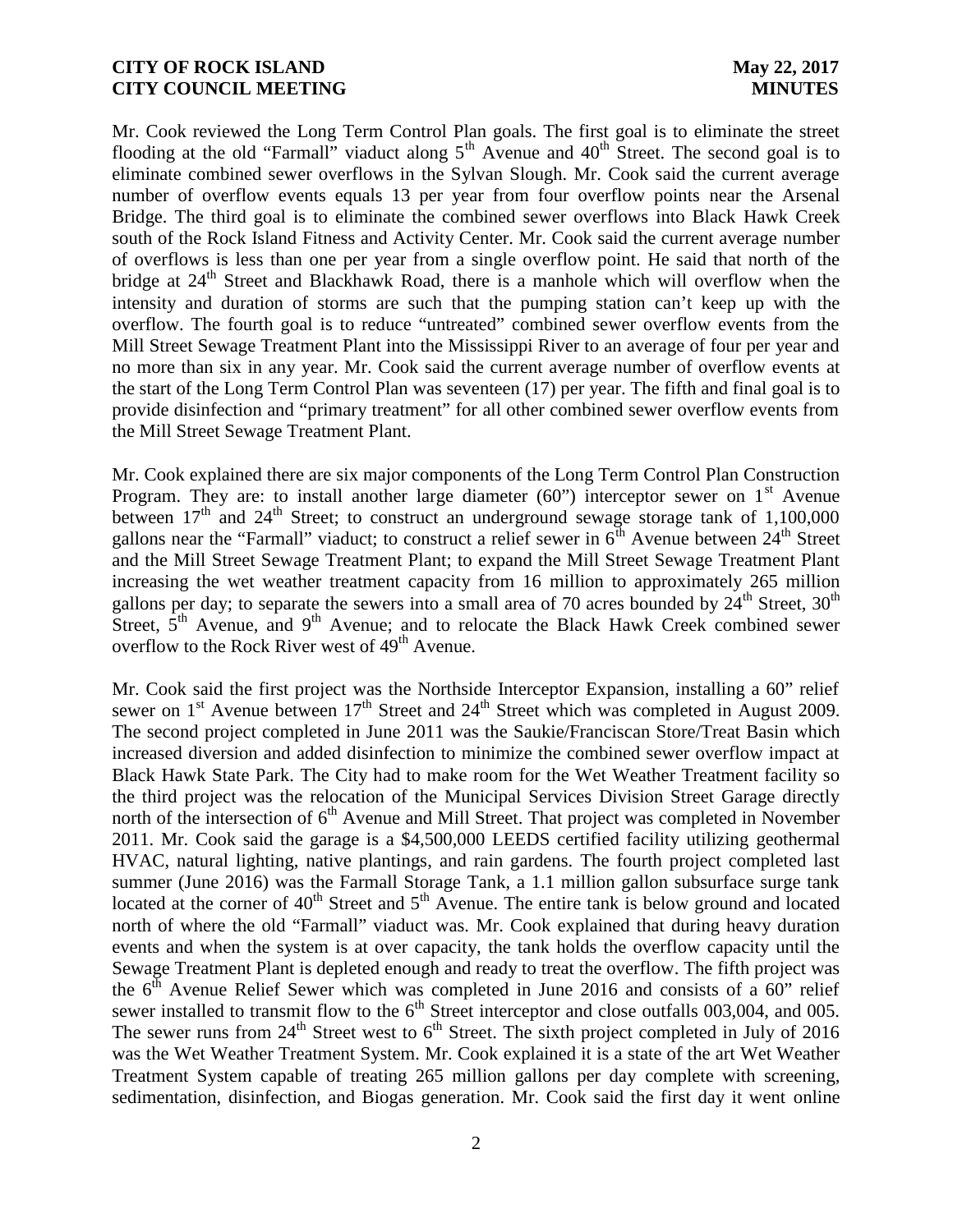Mr. Cook reviewed the Long Term Control Plan goals. The first goal is to eliminate the street flooding at the old "Farmall" viaduct along 5th Avenue and 40th Street. The second goal is to eliminate combined sewer overflows in the Sylvan Slough. Mr. Cook said the current average number of overflow events equals 13 per year from four overflow points near the Arsenal Bridge. The third goal is to eliminate the combined sewer overflows into Black Hawk Creek south of the Rock Island Fitness and Activity Center. Mr. Cook said the current average number of overflows is less than one per year from a single overflow point. He said that north of the bridge at 24th Street and Blackhawk Road, there is a manhole which will overflow when the intensity and duration of storms are such that the pumping station can't keep up with the overflow. The fourth goal is to reduce "untreated" combined sewer overflow events from the Mill Street Sewage Treatment Plant into the Mississippi River to an average of four per year and no more than six in any year. Mr. Cook said the current average number of overflow events at the start of the Long Term Control Plan was seventeen (17) per year. The fifth and final goal is to provide disinfection and "primary treatment" for all other combined sewer overflow events from the Mill Street Sewage Treatment Plant.

Mr. Cook explained there are six major components of the Long Term Control Plan Construction Program. They are: to install another large diameter (60") interceptor sewer on 1st Avenue between 17th and 24th Street; to construct an underground sewage storage tank of 1,100,000 gallons near the "Farmall" viaduct; to construct a relief sewer in 6th Avenue between 24th Street and the Mill Street Sewage Treatment Plant; to expand the Mill Street Sewage Treatment Plant increasing the wet weather treatment capacity from 16 million to approximately 265 million gallons per day; to separate the sewers into a small area of 70 acres bounded by 24th Street, 30th Street, 5th Avenue, and 9th Avenue; and to relocate the Black Hawk Creek combined sewer overflow to the Rock River west of 49th Avenue.

Mr. Cook said the first project was the Northside Interceptor Expansion, installing a 60" relief sewer on 1st Avenue between 17th Street and 24th Street which was completed in August 2009. The second project completed in June 2011 was the Saukie/Franciscan Store/Treat Basin which increased diversion and added disinfection to minimize the combined sewer overflow impact at Black Hawk State Park. The City had to make room for the Wet Weather Treatment facility so the third project was the relocation of the Municipal Services Division Street Garage directly north of the intersection of 6th Avenue and Mill Street. That project was completed in November 2011. Mr. Cook said the garage is a $4,500,000 LEEDS certified facility utilizing geothermal HVAC, natural lighting, native plantings, and rain gardens. The fourth project completed last summer (June 2016) was the Farmall Storage Tank, a 1.1 million gallon subsurface surge tank located at the corner of 40th Street and 5th Avenue. The entire tank is below ground and located north of where the old "Farmall" viaduct was. Mr. Cook explained that during heavy duration events and when the system is at over capacity, the tank holds the overflow capacity until the Sewage Treatment Plant is depleted enough and ready to treat the overflow. The fifth project was the 6th Avenue Relief Sewer which was completed in June 2016 and consists of a 60" relief sewer installed to transmit flow to the 6th Street interceptor and close outfalls 003,004, and 005. The sewer runs from 24th Street west to 6th Street. The sixth project completed in July of 2016 was the Wet Weather Treatment System. Mr. Cook explained it is a state of the art Wet Weather Treatment System capable of treating 265 million gallons per day complete with screening, sedimentation, disinfection, and Biogas generation. Mr. Cook said the first day it went online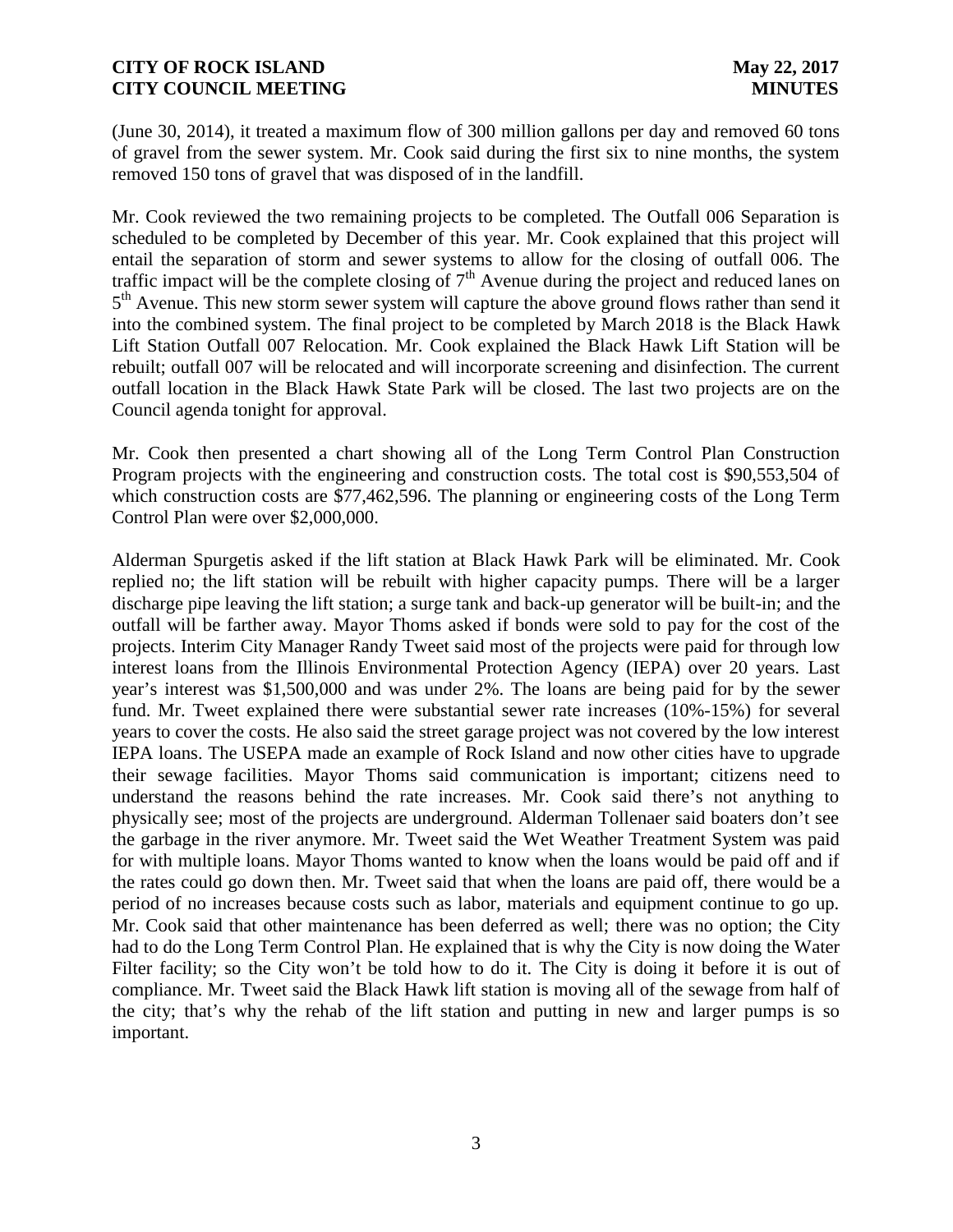(June 30, 2014), it treated a maximum flow of 300 million gallons per day and removed 60 tons of gravel from the sewer system. Mr. Cook said during the first six to nine months, the system removed 150 tons of gravel that was disposed of in the landfill.

Mr. Cook reviewed the two remaining projects to be completed. The Outfall 006 Separation is scheduled to be completed by December of this year. Mr. Cook explained that this project will entail the separation of storm and sewer systems to allow for the closing of outfall 006. The traffic impact will be the complete closing of 7th Avenue during the project and reduced lanes on 5th Avenue. This new storm sewer system will capture the above ground flows rather than send it into the combined system. The final project to be completed by March 2018 is the Black Hawk Lift Station Outfall 007 Relocation. Mr. Cook explained the Black Hawk Lift Station will be rebuilt; outfall 007 will be relocated and will incorporate screening and disinfection. The current outfall location in the Black Hawk State Park will be closed. The last two projects are on the Council agenda tonight for approval.

Mr. Cook then presented a chart showing all of the Long Term Control Plan Construction Program projects with the engineering and construction costs. The total cost is $90,553,504 of which construction costs are $77,462,596. The planning or engineering costs of the Long Term Control Plan were over $2,000,000.

Alderman Spurgetis asked if the lift station at Black Hawk Park will be eliminated. Mr. Cook replied no; the lift station will be rebuilt with higher capacity pumps. There will be a larger discharge pipe leaving the lift station; a surge tank and back-up generator will be built-in; and the outfall will be farther away. Mayor Thoms asked if bonds were sold to pay for the cost of the projects. Interim City Manager Randy Tweet said most of the projects were paid for through low interest loans from the Illinois Environmental Protection Agency (IEPA) over 20 years. Last year's interest was $1,500,000 and was under 2%. The loans are being paid for by the sewer fund. Mr. Tweet explained there were substantial sewer rate increases (10%-15%) for several years to cover the costs. He also said the street garage project was not covered by the low interest IEPA loans. The USEPA made an example of Rock Island and now other cities have to upgrade their sewage facilities. Mayor Thoms said communication is important; citizens need to understand the reasons behind the rate increases. Mr. Cook said there's not anything to physically see; most of the projects are underground. Alderman Tollenaer said boaters don't see the garbage in the river anymore. Mr. Tweet said the Wet Weather Treatment System was paid for with multiple loans. Mayor Thoms wanted to know when the loans would be paid off and if the rates could go down then. Mr. Tweet said that when the loans are paid off, there would be a period of no increases because costs such as labor, materials and equipment continue to go up. Mr. Cook said that other maintenance has been deferred as well; there was no option; the City had to do the Long Term Control Plan. He explained that is why the City is now doing the Water Filter facility; so the City won't be told how to do it. The City is doing it before it is out of compliance. Mr. Tweet said the Black Hawk lift station is moving all of the sewage from half of the city; that's why the rehab of the lift station and putting in new and larger pumps is so important.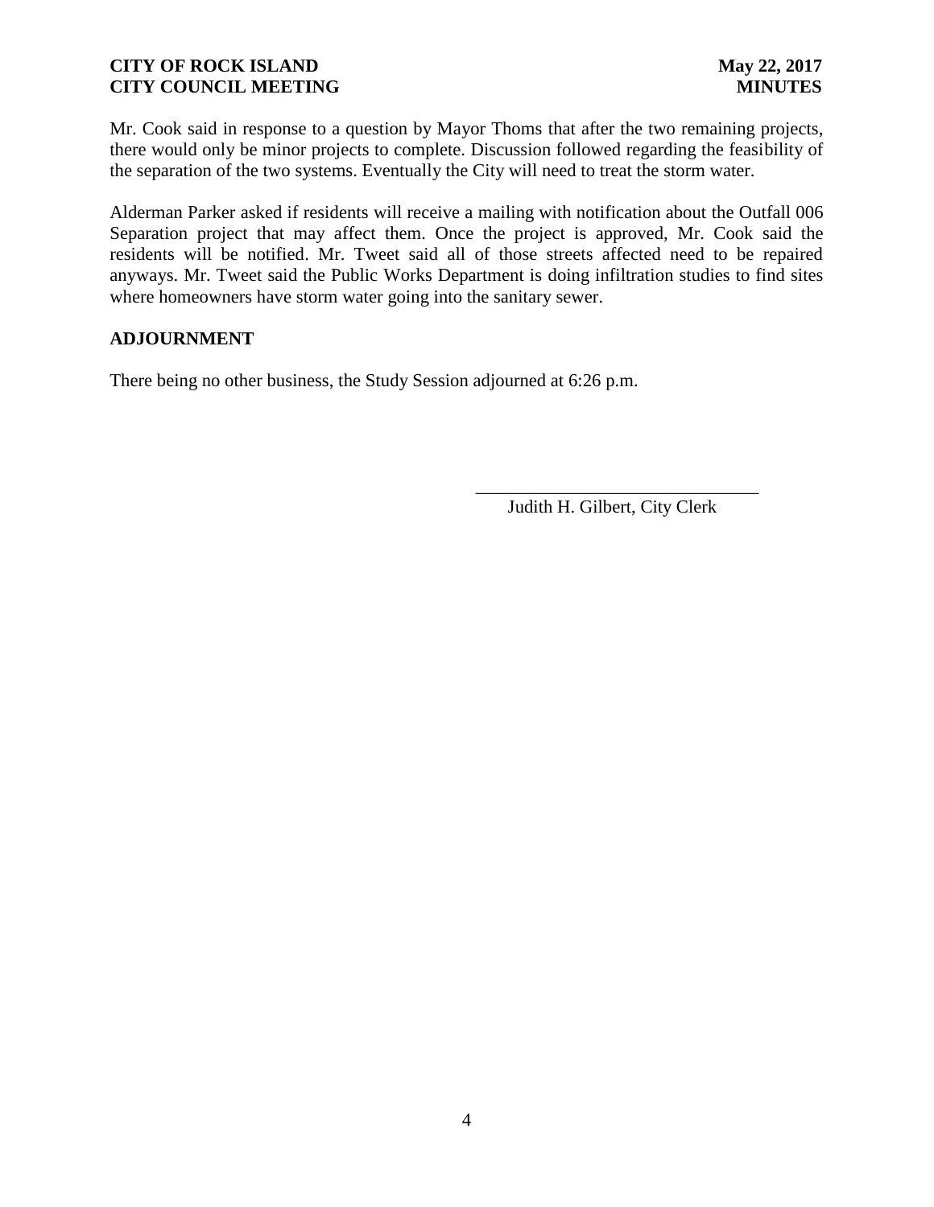Mr. Cook said in response to a question by Mayor Thoms that after the two remaining projects, there would only be minor projects to complete. Discussion followed regarding the feasibility of the separation of the two systems. Eventually the City will need to treat the storm water.

Alderman Parker asked if residents will receive a mailing with notification about the Outfall 006 Separation project that may affect them. Once the project is approved, Mr. Cook said the residents will be notified. Mr. Tweet said all of those streets affected need to be repaired anyways. Mr. Tweet said the Public Works Department is doing infiltration studies to find sites where homeowners have storm water going into the sanitary sewer.

## ADJOURNMENT

There being no other business, the Study Session adjourned at 6:26 p.m.

_______________________________
Judith H. Gilbert, City Clerk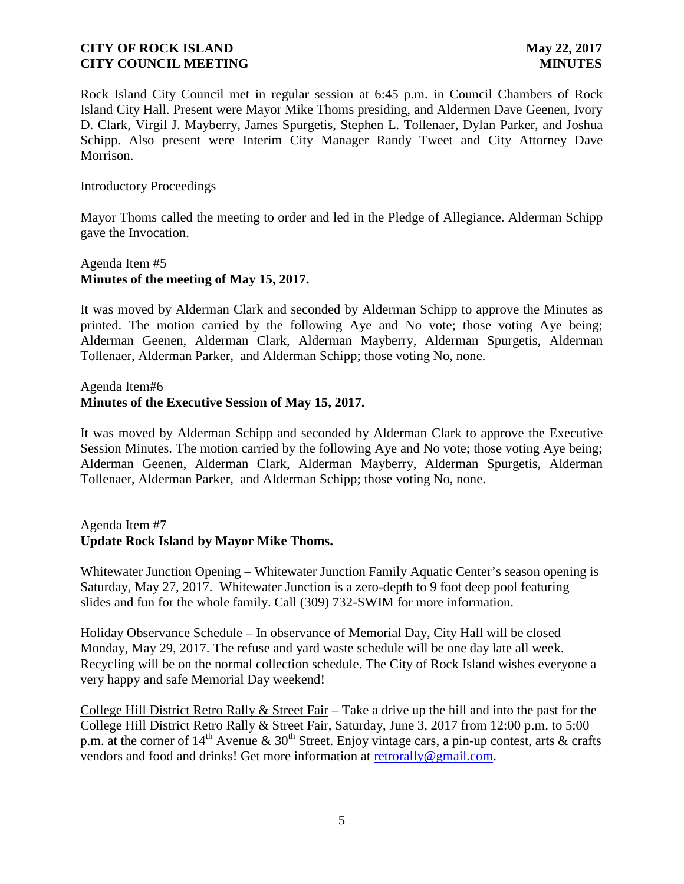**CITY OF ROCK ISLAND** **May 22, 2017**
**CITY COUNCIL MEETING** **MINUTES**

Rock Island City Council met in regular session at 6:45 p.m. in Council Chambers of Rock Island City Hall. Present were Mayor Mike Thoms presiding, and Aldermen Dave Geenen, Ivory D. Clark, Virgil J. Mayberry, James Spurgetis, Stephen L. Tollenaer, Dylan Parker, and Joshua Schipp. Also present were Interim City Manager Randy Tweet and City Attorney Dave Morrison.

Introductory Proceedings

Mayor Thoms called the meeting to order and led in the Pledge of Allegiance. Alderman Schipp gave the Invocation.

Agenda Item #5
**Minutes of the meeting of May 15, 2017.**

It was moved by Alderman Clark and seconded by Alderman Schipp to approve the Minutes as printed. The motion carried by the following Aye and No vote; those voting Aye being; Alderman Geenen, Alderman Clark, Alderman Mayberry, Alderman Spurgetis, Alderman Tollenaer, Alderman Parker, and Alderman Schipp; those voting No, none.

Agenda Item#6
**Minutes of the Executive Session of May 15, 2017.**

It was moved by Alderman Schipp and seconded by Alderman Clark to approve the Executive Session Minutes. The motion carried by the following Aye and No vote; those voting Aye being; Alderman Geenen, Alderman Clark, Alderman Mayberry, Alderman Spurgetis, Alderman Tollenaer, Alderman Parker, and Alderman Schipp; those voting No, none.

Agenda Item #7
**Update Rock Island by Mayor Mike Thoms.**

Whitewater Junction Opening – Whitewater Junction Family Aquatic Center's season opening is Saturday, May 27, 2017. Whitewater Junction is a zero-depth to 9 foot deep pool featuring slides and fun for the whole family. Call (309) 732-SWIM for more information.

Holiday Observance Schedule – In observance of Memorial Day, City Hall will be closed Monday, May 29, 2017. The refuse and yard waste schedule will be one day late all week. Recycling will be on the normal collection schedule. The City of Rock Island wishes everyone a very happy and safe Memorial Day weekend!

College Hill District Retro Rally & Street Fair – Take a drive up the hill and into the past for the College Hill District Retro Rally & Street Fair, Saturday, June 3, 2017 from 12:00 p.m. to 5:00 p.m. at the corner of 14th Avenue & 30th Street. Enjoy vintage cars, a pin-up contest, arts & crafts vendors and food and drinks! Get more information at retrorally@gmail.com.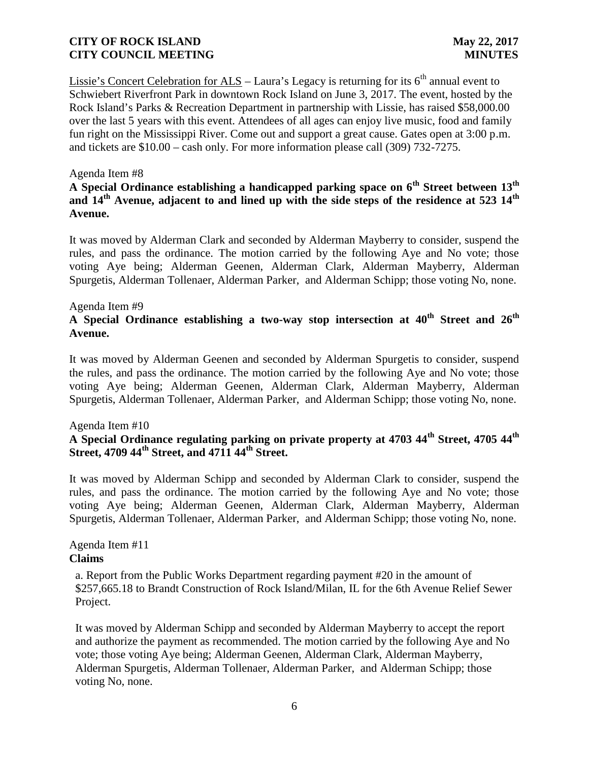Lissie's Concert Celebration for ALS – Laura's Legacy is returning for its 6th annual event to Schwiebert Riverfront Park in downtown Rock Island on June 3, 2017. The event, hosted by the Rock Island's Parks & Recreation Department in partnership with Lissie, has raised $58,000.00 over the last 5 years with this event. Attendees of all ages can enjoy live music, food and family fun right on the Mississippi River. Come out and support a great cause. Gates open at 3:00 p.m. and tickets are $10.00 – cash only. For more information please call (309) 732-7275.

Agenda Item #8

**A Special Ordinance establishing a handicapped parking space on 6th Street between 13th and 14th Avenue, adjacent to and lined up with the side steps of the residence at 523 14th Avenue.**

It was moved by Alderman Clark and seconded by Alderman Mayberry to consider, suspend the rules, and pass the ordinance. The motion carried by the following Aye and No vote; those voting Aye being; Alderman Geenen, Alderman Clark, Alderman Mayberry, Alderman Spurgetis, Alderman Tollenaer, Alderman Parker, and Alderman Schipp; those voting No, none.

Agenda Item #9

**A Special Ordinance establishing a two-way stop intersection at 40th Street and 26th Avenue.**

It was moved by Alderman Geenen and seconded by Alderman Spurgetis to consider, suspend the rules, and pass the ordinance. The motion carried by the following Aye and No vote; those voting Aye being; Alderman Geenen, Alderman Clark, Alderman Mayberry, Alderman Spurgetis, Alderman Tollenaer, Alderman Parker, and Alderman Schipp; those voting No, none.

Agenda Item #10

**A Special Ordinance regulating parking on private property at 4703 44th Street, 4705 44th Street, 4709 44th Street, and 4711 44th Street.**

It was moved by Alderman Schipp and seconded by Alderman Clark to consider, suspend the rules, and pass the ordinance. The motion carried by the following Aye and No vote; those voting Aye being; Alderman Geenen, Alderman Clark, Alderman Mayberry, Alderman Spurgetis, Alderman Tollenaer, Alderman Parker, and Alderman Schipp; those voting No, none.

Agenda Item #11

**Claims**

a. Report from the Public Works Department regarding payment #20 in the amount of $257,665.18 to Brandt Construction of Rock Island/Milan, IL for the 6th Avenue Relief Sewer Project.

It was moved by Alderman Schipp and seconded by Alderman Mayberry to accept the report and authorize the payment as recommended. The motion carried by the following Aye and No vote; those voting Aye being; Alderman Geenen, Alderman Clark, Alderman Mayberry, Alderman Spurgetis, Alderman Tollenaer, Alderman Parker, and Alderman Schipp; those voting No, none.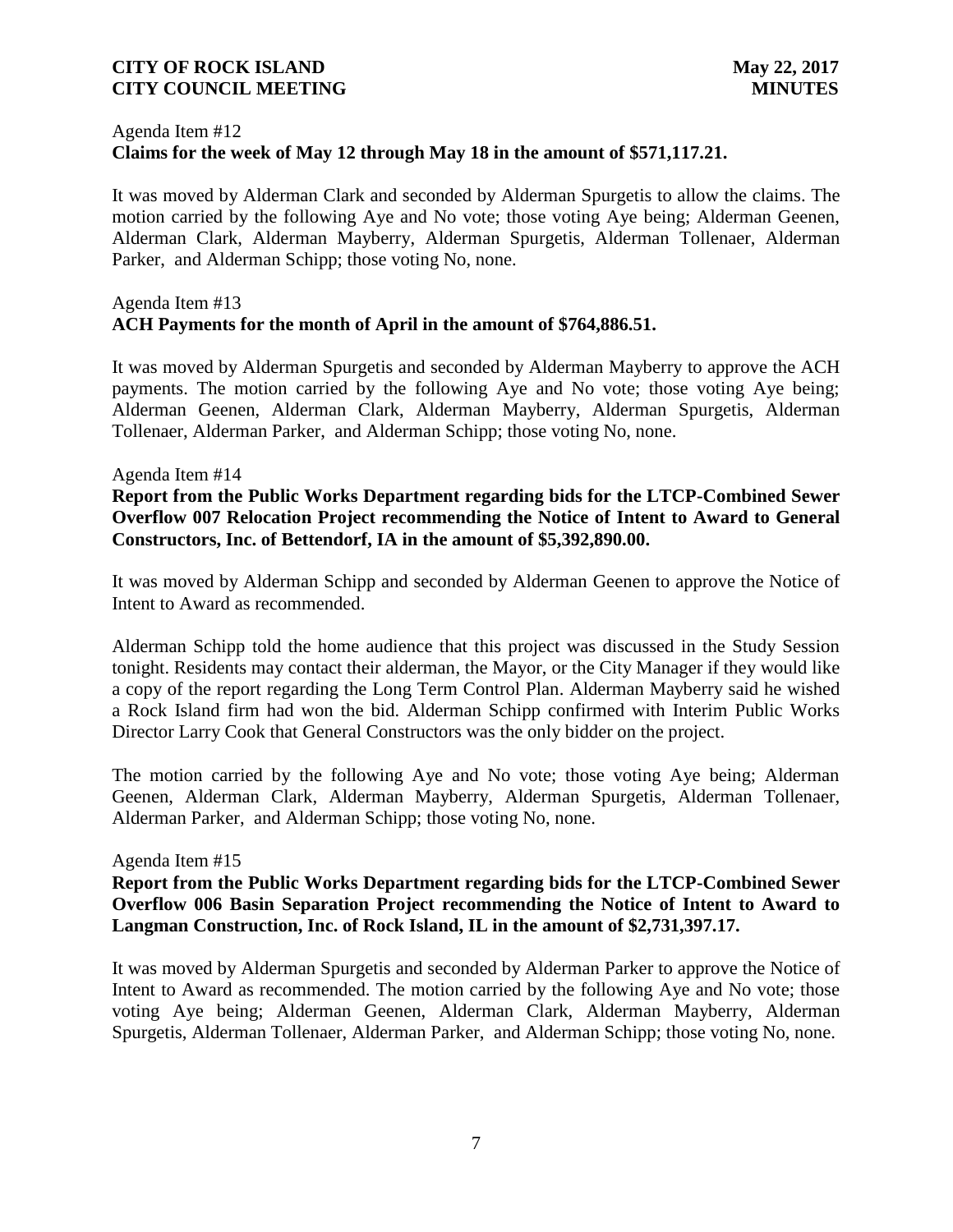Agenda Item #12
**Claims for the week of May 12 through May 18 in the amount of $571,117.21.**

It was moved by Alderman Clark and seconded by Alderman Spurgetis to allow the claims. The motion carried by the following Aye and No vote; those voting Aye being; Alderman Geenen, Alderman Clark, Alderman Mayberry, Alderman Spurgetis, Alderman Tollenaer, Alderman Parker, and Alderman Schipp; those voting No, none.

Agenda Item #13
**ACH Payments for the month of April in the amount of $764,886.51.**

It was moved by Alderman Spurgetis and seconded by Alderman Mayberry to approve the ACH payments. The motion carried by the following Aye and No vote; those voting Aye being; Alderman Geenen, Alderman Clark, Alderman Mayberry, Alderman Spurgetis, Alderman Tollenaer, Alderman Parker, and Alderman Schipp; those voting No, none.

Agenda Item #14
**Report from the Public Works Department regarding bids for the LTCP-Combined Sewer Overflow 007 Relocation Project recommending the Notice of Intent to Award to General Constructors, Inc. of Bettendorf, IA in the amount of $5,392,890.00.**

It was moved by Alderman Schipp and seconded by Alderman Geenen to approve the Notice of Intent to Award as recommended.

Alderman Schipp told the home audience that this project was discussed in the Study Session tonight. Residents may contact their alderman, the Mayor, or the City Manager if they would like a copy of the report regarding the Long Term Control Plan. Alderman Mayberry said he wished a Rock Island firm had won the bid. Alderman Schipp confirmed with Interim Public Works Director Larry Cook that General Constructors was the only bidder on the project.

The motion carried by the following Aye and No vote; those voting Aye being; Alderman Geenen, Alderman Clark, Alderman Mayberry, Alderman Spurgetis, Alderman Tollenaer, Alderman Parker, and Alderman Schipp; those voting No, none.

Agenda Item #15
**Report from the Public Works Department regarding bids for the LTCP-Combined Sewer Overflow 006 Basin Separation Project recommending the Notice of Intent to Award to Langman Construction, Inc. of Rock Island, IL in the amount of $2,731,397.17.**

It was moved by Alderman Spurgetis and seconded by Alderman Parker to approve the Notice of Intent to Award as recommended. The motion carried by the following Aye and No vote; those voting Aye being; Alderman Geenen, Alderman Clark, Alderman Mayberry, Alderman Spurgetis, Alderman Tollenaer, Alderman Parker, and Alderman Schipp; those voting No, none.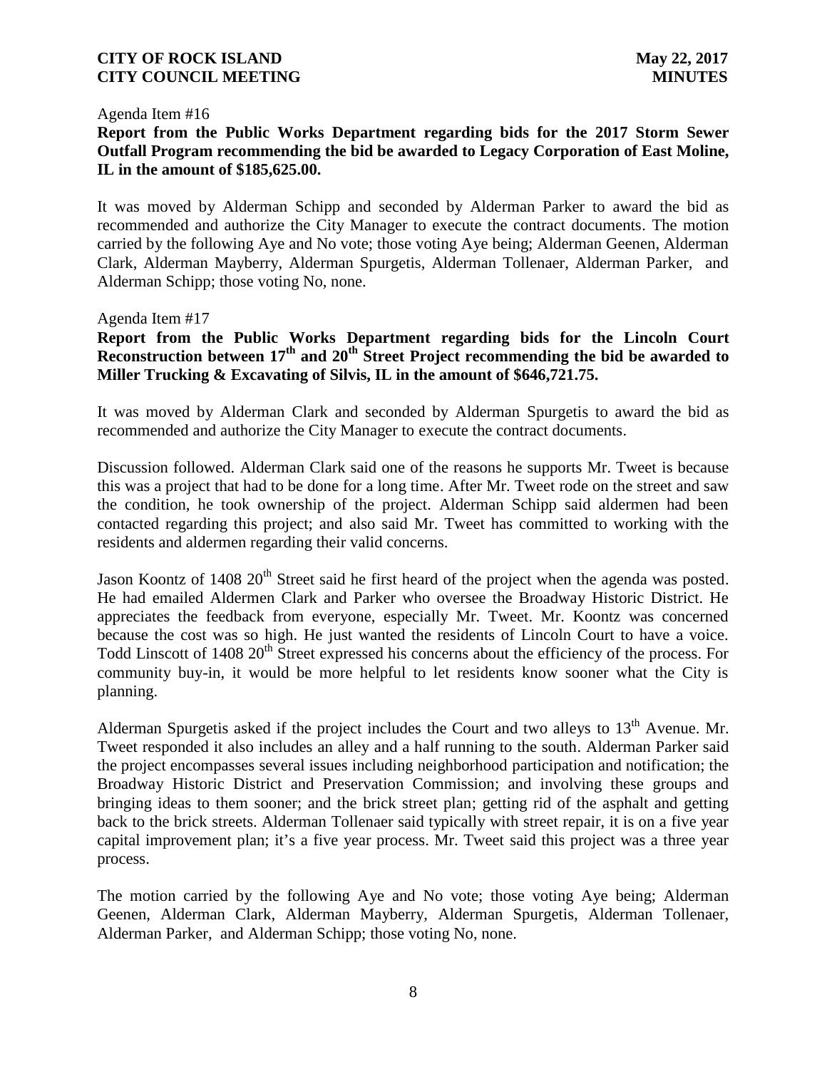Agenda Item #16

**Report from the Public Works Department regarding bids for the 2017 Storm Sewer Outfall Program recommending the bid be awarded to Legacy Corporation of East Moline, IL in the amount of $185,625.00.**

It was moved by Alderman Schipp and seconded by Alderman Parker to award the bid as recommended and authorize the City Manager to execute the contract documents. The motion carried by the following Aye and No vote; those voting Aye being; Alderman Geenen, Alderman Clark, Alderman Mayberry, Alderman Spurgetis, Alderman Tollenaer, Alderman Parker, and Alderman Schipp; those voting No, none.

Agenda Item #17

**Report from the Public Works Department regarding bids for the Lincoln Court Reconstruction between 17th and 20th Street Project recommending the bid be awarded to Miller Trucking & Excavating of Silvis, IL in the amount of $646,721.75.**

It was moved by Alderman Clark and seconded by Alderman Spurgetis to award the bid as recommended and authorize the City Manager to execute the contract documents.

Discussion followed. Alderman Clark said one of the reasons he supports Mr. Tweet is because this was a project that had to be done for a long time. After Mr. Tweet rode on the street and saw the condition, he took ownership of the project. Alderman Schipp said aldermen had been contacted regarding this project; and also said Mr. Tweet has committed to working with the residents and aldermen regarding their valid concerns.

Jason Koontz of 1408 20th Street said he first heard of the project when the agenda was posted. He had emailed Aldermen Clark and Parker who oversee the Broadway Historic District. He appreciates the feedback from everyone, especially Mr. Tweet. Mr. Koontz was concerned because the cost was so high. He just wanted the residents of Lincoln Court to have a voice. Todd Linscott of 1408 20th Street expressed his concerns about the efficiency of the process. For community buy-in, it would be more helpful to let residents know sooner what the City is planning.

Alderman Spurgetis asked if the project includes the Court and two alleys to 13th Avenue. Mr. Tweet responded it also includes an alley and a half running to the south. Alderman Parker said the project encompasses several issues including neighborhood participation and notification; the Broadway Historic District and Preservation Commission; and involving these groups and bringing ideas to them sooner; and the brick street plan; getting rid of the asphalt and getting back to the brick streets. Alderman Tollenaer said typically with street repair, it is on a five year capital improvement plan; it's a five year process. Mr. Tweet said this project was a three year process.

The motion carried by the following Aye and No vote; those voting Aye being; Alderman Geenen, Alderman Clark, Alderman Mayberry, Alderman Spurgetis, Alderman Tollenaer, Alderman Parker, and Alderman Schipp; those voting No, none.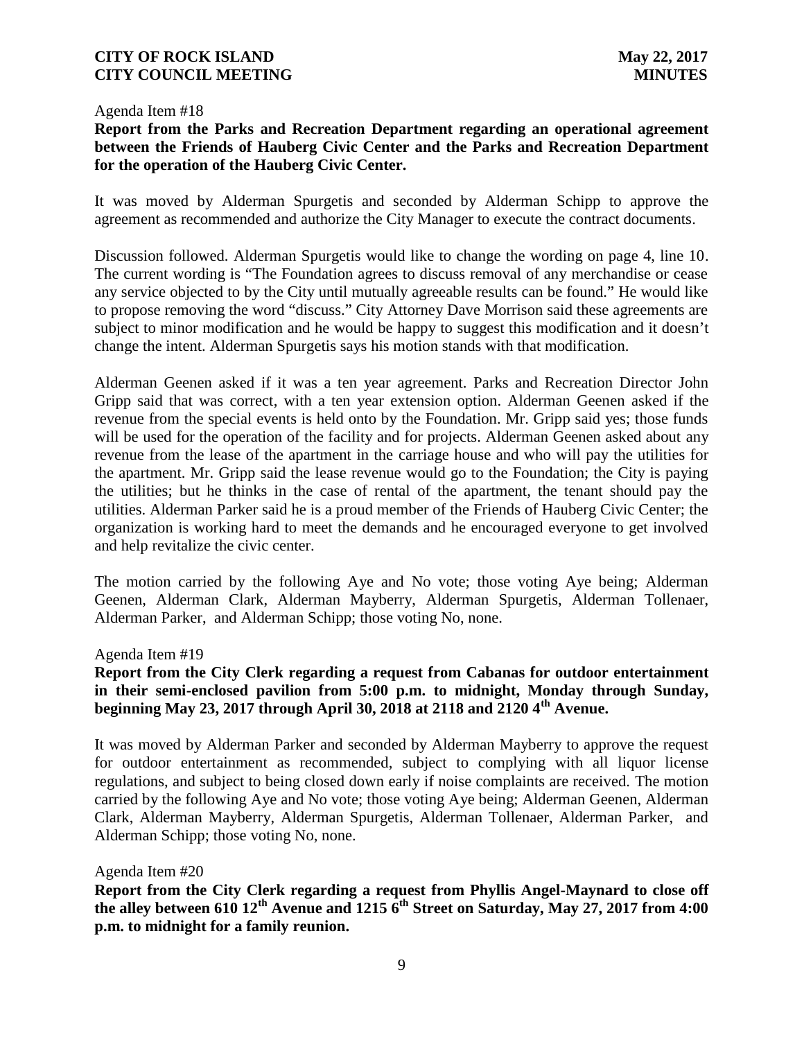Agenda Item #18

**Report from the Parks and Recreation Department regarding an operational agreement between the Friends of Hauberg Civic Center and the Parks and Recreation Department for the operation of the Hauberg Civic Center.**

It was moved by Alderman Spurgetis and seconded by Alderman Schipp to approve the agreement as recommended and authorize the City Manager to execute the contract documents.

Discussion followed. Alderman Spurgetis would like to change the wording on page 4, line 10. The current wording is "The Foundation agrees to discuss removal of any merchandise or cease any service objected to by the City until mutually agreeable results can be found." He would like to propose removing the word "discuss." City Attorney Dave Morrison said these agreements are subject to minor modification and he would be happy to suggest this modification and it doesn't change the intent. Alderman Spurgetis says his motion stands with that modification.

Alderman Geenen asked if it was a ten year agreement. Parks and Recreation Director John Gripp said that was correct, with a ten year extension option. Alderman Geenen asked if the revenue from the special events is held onto by the Foundation. Mr. Gripp said yes; those funds will be used for the operation of the facility and for projects. Alderman Geenen asked about any revenue from the lease of the apartment in the carriage house and who will pay the utilities for the apartment. Mr. Gripp said the lease revenue would go to the Foundation; the City is paying the utilities; but he thinks in the case of rental of the apartment, the tenant should pay the utilities. Alderman Parker said he is a proud member of the Friends of Hauberg Civic Center; the organization is working hard to meet the demands and he encouraged everyone to get involved and help revitalize the civic center.

The motion carried by the following Aye and No vote; those voting Aye being; Alderman Geenen, Alderman Clark, Alderman Mayberry, Alderman Spurgetis, Alderman Tollenaer, Alderman Parker, and Alderman Schipp; those voting No, none.

Agenda Item #19

**Report from the City Clerk regarding a request from Cabanas for outdoor entertainment in their semi-enclosed pavilion from 5:00 p.m. to midnight, Monday through Sunday, beginning May 23, 2017 through April 30, 2018 at 2118 and 2120 4th Avenue.**

It was moved by Alderman Parker and seconded by Alderman Mayberry to approve the request for outdoor entertainment as recommended, subject to complying with all liquor license regulations, and subject to being closed down early if noise complaints are received. The motion carried by the following Aye and No vote; those voting Aye being; Alderman Geenen, Alderman Clark, Alderman Mayberry, Alderman Spurgetis, Alderman Tollenaer, Alderman Parker, and Alderman Schipp; those voting No, none.

Agenda Item #20

**Report from the City Clerk regarding a request from Phyllis Angel-Maynard to close off the alley between 610 12th Avenue and 1215 6th Street on Saturday, May 27, 2017 from 4:00 p.m. to midnight for a family reunion.**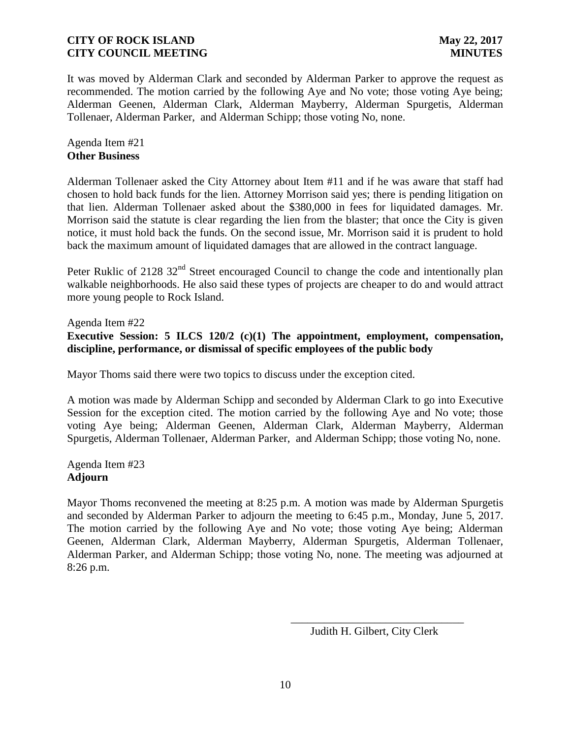It was moved by Alderman Clark and seconded by Alderman Parker to approve the request as recommended. The motion carried by the following Aye and No vote; those voting Aye being; Alderman Geenen, Alderman Clark, Alderman Mayberry, Alderman Spurgetis, Alderman Tollenaer, Alderman Parker, and Alderman Schipp; those voting No, none.

Agenda Item #21
**Other Business**

Alderman Tollenaer asked the City Attorney about Item #11 and if he was aware that staff had chosen to hold back funds for the lien. Attorney Morrison said yes; there is pending litigation on that lien. Alderman Tollenaer asked about the $380,000 in fees for liquidated damages. Mr. Morrison said the statute is clear regarding the lien from the blaster; that once the City is given notice, it must hold back the funds. On the second issue, Mr. Morrison said it is prudent to hold back the maximum amount of liquidated damages that are allowed in the contract language.

Peter Ruklic of 2128 32nd Street encouraged Council to change the code and intentionally plan walkable neighborhoods. He also said these types of projects are cheaper to do and would attract more young people to Rock Island.

Agenda Item #22
**Executive Session: 5 ILCS 120/2 (c)(1) The appointment, employment, compensation, discipline, performance, or dismissal of specific employees of the public body**

Mayor Thoms said there were two topics to discuss under the exception cited.

A motion was made by Alderman Schipp and seconded by Alderman Clark to go into Executive Session for the exception cited. The motion carried by the following Aye and No vote; those voting Aye being; Alderman Geenen, Alderman Clark, Alderman Mayberry, Alderman Spurgetis, Alderman Tollenaer, Alderman Parker, and Alderman Schipp; those voting No, none.

Agenda Item #23
**Adjourn**

Mayor Thoms reconvened the meeting at 8:25 p.m. A motion was made by Alderman Spurgetis and seconded by Alderman Parker to adjourn the meeting to 6:45 p.m., Monday, June 5, 2017. The motion carried by the following Aye and No vote; those voting Aye being; Alderman Geenen, Alderman Clark, Alderman Mayberry, Alderman Spurgetis, Alderman Tollenaer, Alderman Parker, and Alderman Schipp; those voting No, none. The meeting was adjourned at 8:26 p.m.

\_\_\_\_\_\_\_\_\_\_\_\_\_\_\_\_\_\_\_\_\_\_\_\_\_\_\_\_\_\_\_\_

Judith H. Gilbert, City Clerk